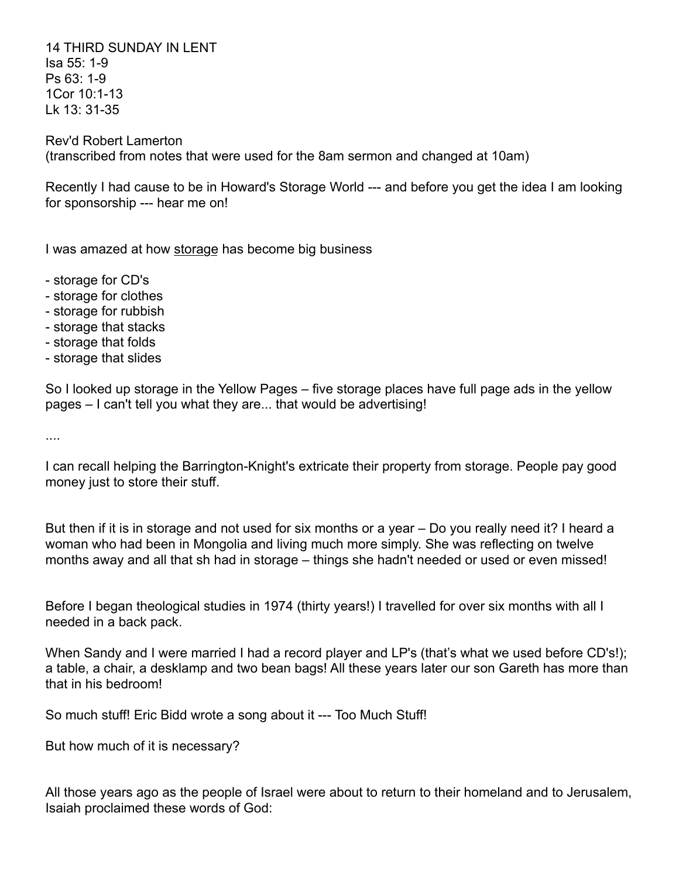14 THIRD SUNDAY IN LENT
Isa 55: 1-9
Ps 63: 1-9
1Cor 10:1-13
Lk 13: 31-35

Rev'd Robert Lamerton
(transcribed from notes that were used for the 8am sermon and changed at 10am)

Recently I had cause to be in Howard's Storage World --- and before you get the idea I am looking for sponsorship --- hear me on!

I was amazed at how storage has become big business

- storage for CD's
- storage for clothes
- storage for rubbish
- storage that stacks
- storage that folds
- storage that slides

So I looked up storage in the Yellow Pages – five storage places have full page ads in the yellow pages – I can't tell you what they are... that would be advertising!

....

I can recall helping the Barrington-Knight's extricate their property from storage. People pay good money just to store their stuff.

But then if it is in storage and not used for six months or a year – Do you really need it? I heard a woman who had been in Mongolia and living much more simply. She was reflecting on twelve months away and all that sh had in storage – things she hadn't needed or used or even missed!

Before I began theological studies in 1974 (thirty years!) I travelled for over six months with all I needed in a back pack.

When Sandy and I were married I had a record player and LP's (that's what we used before CD's!); a table, a chair, a desklamp and two bean bags! All these years later our son Gareth has more than that in his bedroom!

So much stuff! Eric Bidd wrote a song about it --- Too Much Stuff!

But how much of it is necessary?

All those years ago as the people of Israel were about to return to their homeland and to Jerusalem, Isaiah proclaimed these words of God: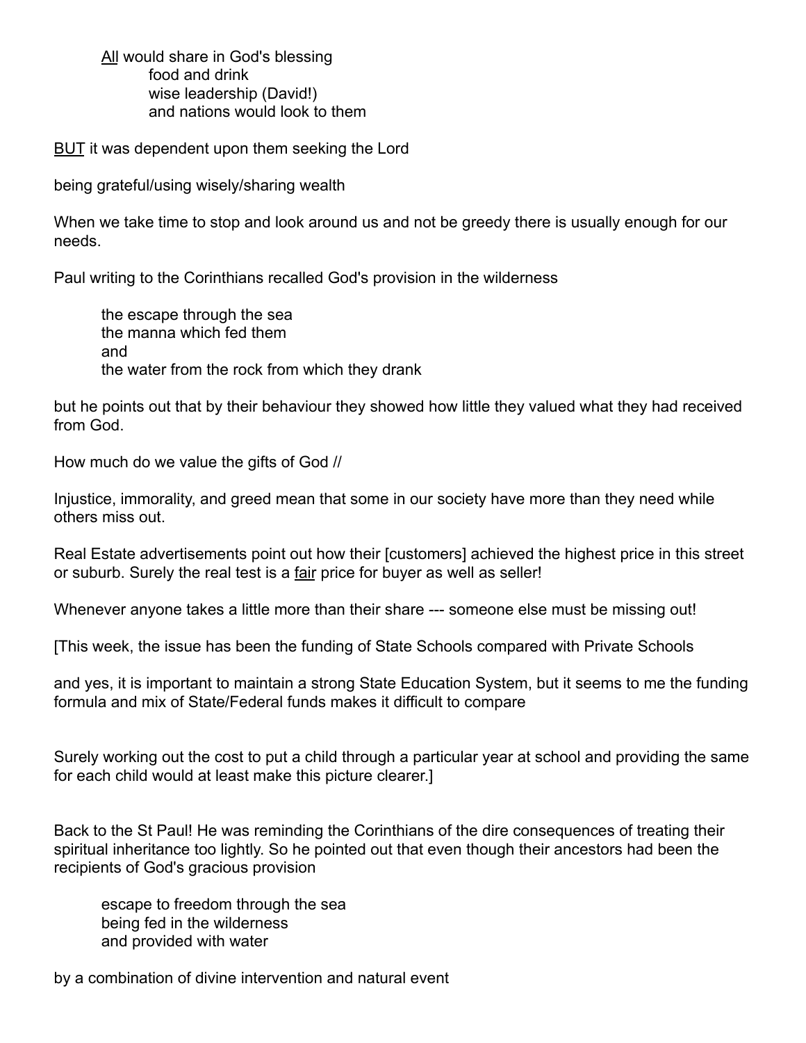<u>All</u> would share in God's blessing
food and drink
wise leadership (David!)
and nations would look to them

<u>BUT</u> it was dependent upon them seeking the Lord

being grateful/using wisely/sharing wealth

When we take time to stop and look around us and not be greedy there is usually enough for our needs.

Paul writing to the Corinthians recalled God's provision in the wilderness

the escape through the sea
the manna which fed them
and
the water from the rock from which they drank

but he points out that by their behaviour they showed how little they valued what they had received from God.

How much do we value the gifts of God //

Injustice, immorality, and greed mean that some in our society have more than they need while others miss out.

Real Estate advertisements point out how their [customers] achieved the highest price in this street or suburb. Surely the real test is a <u>fair</u> price for buyer as well as seller!

Whenever anyone takes a little more than their share --- someone else must be missing out!

[This week, the issue has been the funding of State Schools compared with Private Schools

and yes, it is important to maintain a strong State Education System, but it seems to me the funding formula and mix of State/Federal funds makes it difficult to compare

Surely working out the cost to put a child through a particular year at school and providing the same for each child would at least make this picture clearer.]

Back to the St Paul! He was reminding the Corinthians of the dire consequences of treating their spiritual inheritance too lightly. So he pointed out that even though their ancestors had been the recipients of God's gracious provision

escape to freedom through the sea
being fed in the wilderness
and provided with water

by a combination of divine intervention and natural event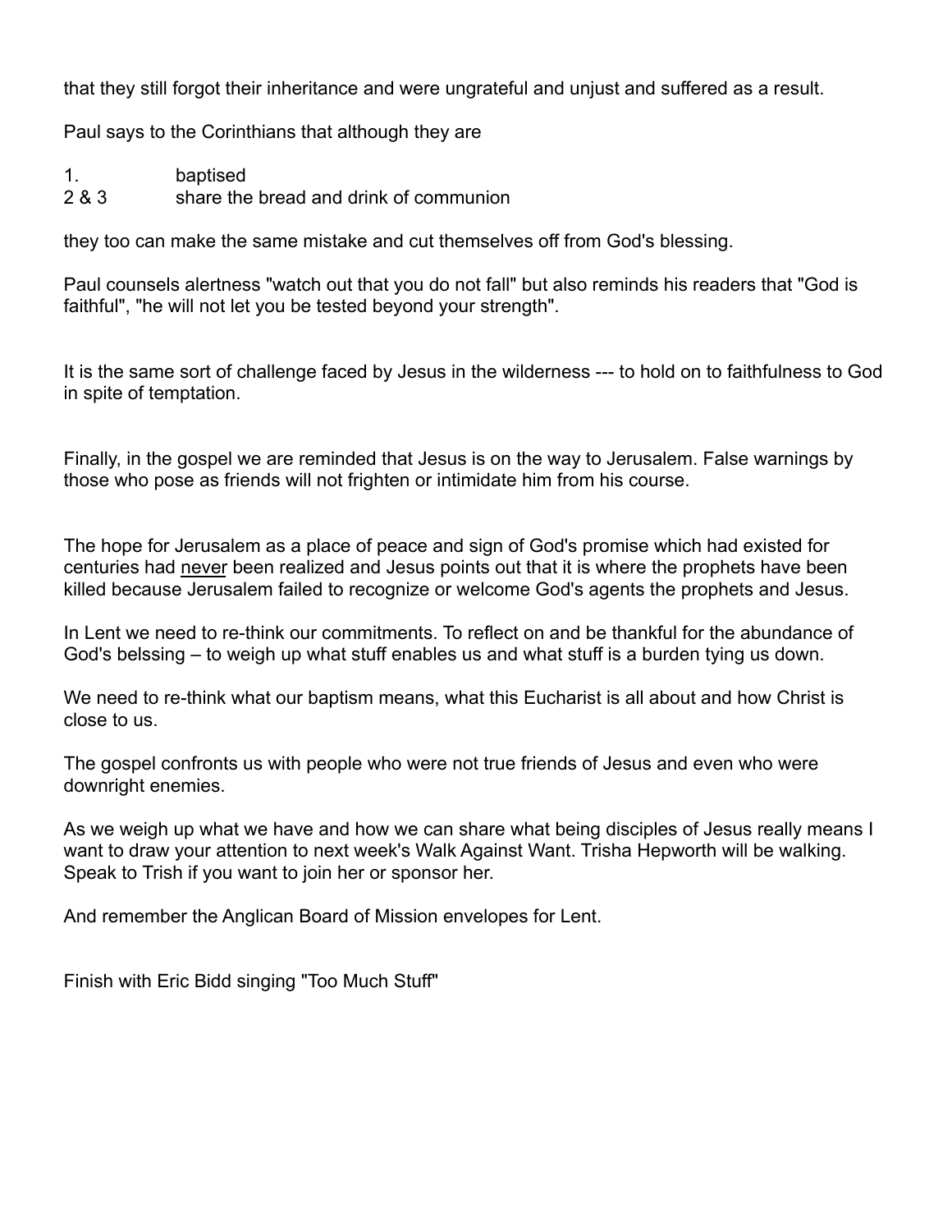that they still forgot their inheritance and were ungrateful and unjust and suffered as a result.

Paul says to the Corinthians that although they are

1. baptised
2 & 3 share the bread and drink of communion

they too can make the same mistake and cut themselves off from God's blessing.

Paul counsels alertness "watch out that you do not fall" but also reminds his readers that "God is faithful", "he will not let you be tested beyond your strength".

It is the same sort of challenge faced by Jesus in the wilderness --- to hold on to faithfulness to God in spite of temptation.

Finally, in the gospel we are reminded that Jesus is on the way to Jerusalem. False warnings by those who pose as friends will not frighten or intimidate him from his course.

The hope for Jerusalem as a place of peace and sign of God's promise which had existed for centuries had <u>never</u> been realized and Jesus points out that it is where the prophets have been killed because Jerusalem failed to recognize or welcome God's agents the prophets and Jesus.

In Lent we need to re-think our commitments. To reflect on and be thankful for the abundance of God's belssing – to weigh up what stuff enables us and what stuff is a burden tying us down.

We need to re-think what our baptism means, what this Eucharist is all about and how Christ is close to us.

The gospel confronts us with people who were not true friends of Jesus and even who were downright enemies.

As we weigh up what we have and how we can share what being disciples of Jesus really means I want to draw your attention to next week's Walk Against Want. Trisha Hepworth will be walking. Speak to Trish if you want to join her or sponsor her.

And remember the Anglican Board of Mission envelopes for Lent.

Finish with Eric Bidd singing "Too Much Stuff"